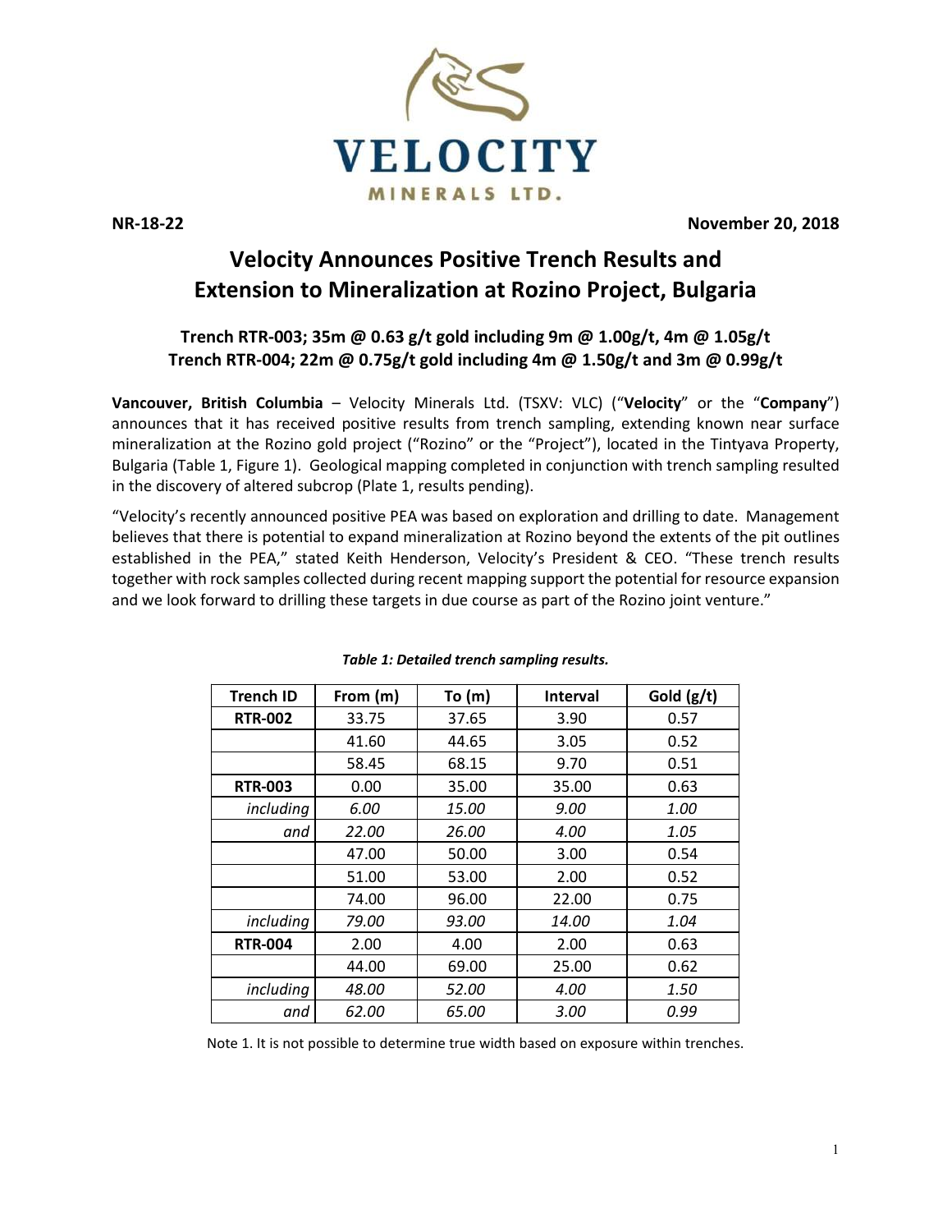VELOCITY

MINERALS LTD.

NR-18-22 November 20, 2018

# Velocity Announces Positive Trench Results and Extension to Mineralization at Rozino Project, Bulgaria

### Trench RTR-003; 35m @ 0.63 g/t gold including 9m @ 1.00g/t, 4m @ 1.05g/t
### Trench RTR-004; 22m @ 0.75g/t gold including 4m @ 1.50g/t and 3m @ 0.99g/t

**Vancouver, British Columbia** – Velocity Minerals Ltd. (TSXV: VLC) ("**Velocity**" or the "**Company**") announces that it has received positive results from trench sampling, extending known near surface mineralization at the Rozino gold project ("Rozino" or the "Project"), located in the Tintyava Property, Bulgaria (Table 1, Figure 1). Geological mapping completed in conjunction with trench sampling resulted in the discovery of altered subcrop (Plate 1, results pending).

"Velocity's recently announced positive PEA was based on exploration and drilling to date. Management believes that there is potential to expand mineralization at Rozino beyond the extents of the pit outlines established in the PEA," stated Keith Henderson, Velocity's President & CEO. "These trench results together with rock samples collected during recent mapping support the potential for resource expansion and we look forward to drilling these targets in due course as part of the Rozino joint venture."

*Table 1: Detailed trench sampling results.*

| Trench ID | From (m) | To (m) | Interval | Gold (g/t) |
|---|---|---|---|---|
| **RTR-002** | 33.75 | 37.65 | 3.90 | 0.57 |
| | 41.60 | 44.65 | 3.05 | 0.52 |
| | 58.45 | 68.15 | 9.70 | 0.51 |
| **RTR-003** | 0.00 | 35.00 | 35.00 | 0.63 |
| *including* | *6.00* | *15.00* | *9.00* | *1.00* |
| *and* | *22.00* | *26.00* | *4.00* | *1.05* |
| | 47.00 | 50.00 | 3.00 | 0.54 |
| | 51.00 | 53.00 | 2.00 | 0.52 |
| | 74.00 | 96.00 | 22.00 | 0.75 |
| *including* | *79.00* | *93.00* | *14.00* | *1.04* |
| **RTR-004** | 2.00 | 4.00 | 2.00 | 0.63 |
| | 44.00 | 69.00 | 25.00 | 0.62 |
| *including* | *48.00* | *52.00* | *4.00* | *1.50* |
| *and* | *62.00* | *65.00* | *3.00* | *0.99* |

Note 1. It is not possible to determine true width based on exposure within trenches.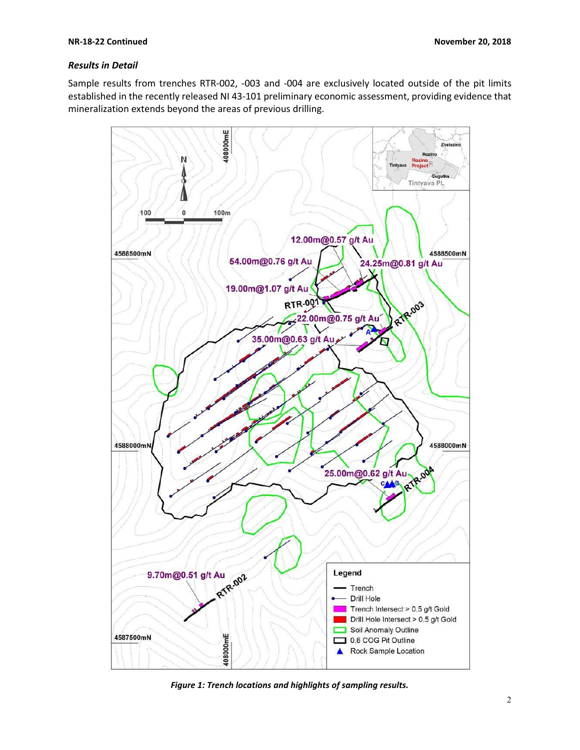### *Results in Detail*

Sample results from trenches RTR-002, -003 and -004 are exclusively located outside of the pit limits established in the recently released NI 43-101 preliminary economic assessment, providing evidence that mineralization extends beyond the areas of previous drilling.

***Figure 1: Trench locations and highlights of sampling results.***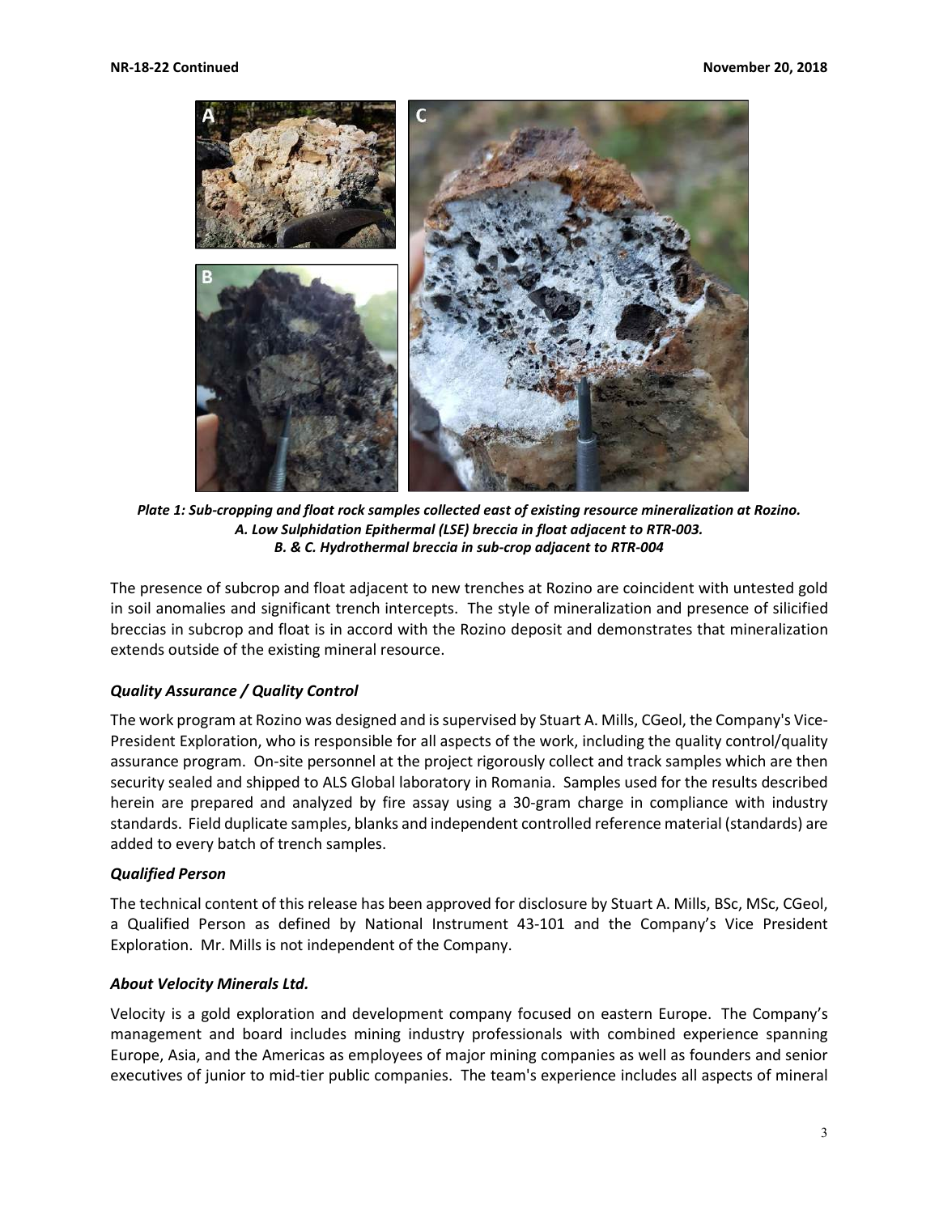*Plate 1: Sub-cropping and float rock samples collected east of existing resource mineralization at Rozino.*
*A. Low Sulphidation Epithermal (LSE) breccia in float adjacent to RTR-003.*
*B. & C. Hydrothermal breccia in sub-crop adjacent to RTR-004*

The presence of subcrop and float adjacent to new trenches at Rozino are coincident with untested gold in soil anomalies and significant trench intercepts. The style of mineralization and presence of silicified breccias in subcrop and float is in accord with the Rozino deposit and demonstrates that mineralization extends outside of the existing mineral resource.

### *Quality Assurance / Quality Control*

The work program at Rozino was designed and is supervised by Stuart A. Mills, CGeol, the Company's Vice-President Exploration, who is responsible for all aspects of the work, including the quality control/quality assurance program. On-site personnel at the project rigorously collect and track samples which are then security sealed and shipped to ALS Global laboratory in Romania. Samples used for the results described herein are prepared and analyzed by fire assay using a 30-gram charge in compliance with industry standards. Field duplicate samples, blanks and independent controlled reference material (standards) are added to every batch of trench samples.

### *Qualified Person*

The technical content of this release has been approved for disclosure by Stuart A. Mills, BSc, MSc, CGeol, a Qualified Person as defined by National Instrument 43-101 and the Company's Vice President Exploration. Mr. Mills is not independent of the Company.

### *About Velocity Minerals Ltd.*

Velocity is a gold exploration and development company focused on eastern Europe. The Company's management and board includes mining industry professionals with combined experience spanning Europe, Asia, and the Americas as employees of major mining companies as well as founders and senior executives of junior to mid-tier public companies. The team's experience includes all aspects of mineral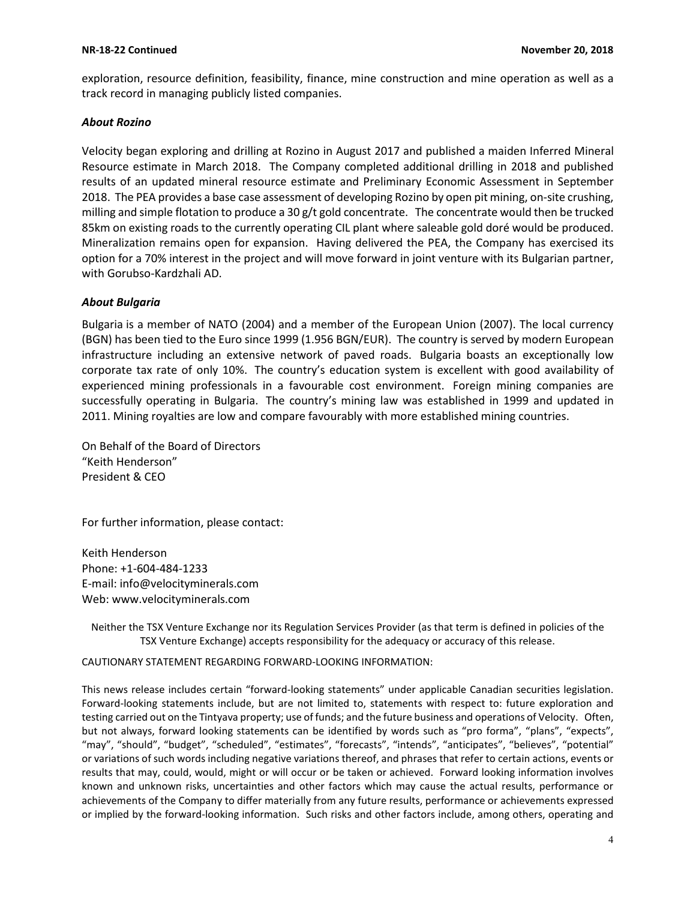exploration, resource definition, feasibility, finance, mine construction and mine operation as well as a track record in managing publicly listed companies.

### *About Rozino*

Velocity began exploring and drilling at Rozino in August 2017 and published a maiden Inferred Mineral Resource estimate in March 2018. The Company completed additional drilling in 2018 and published results of an updated mineral resource estimate and Preliminary Economic Assessment in September 2018. The PEA provides a base case assessment of developing Rozino by open pit mining, on-site crushing, milling and simple flotation to produce a 30 g/t gold concentrate. The concentrate would then be trucked 85km on existing roads to the currently operating CIL plant where saleable gold doré would be produced. Mineralization remains open for expansion. Having delivered the PEA, the Company has exercised its option for a 70% interest in the project and will move forward in joint venture with its Bulgarian partner, with Gorubso-Kardzhali AD.

### *About Bulgaria*

Bulgaria is a member of NATO (2004) and a member of the European Union (2007). The local currency (BGN) has been tied to the Euro since 1999 (1.956 BGN/EUR). The country is served by modern European infrastructure including an extensive network of paved roads. Bulgaria boasts an exceptionally low corporate tax rate of only 10%. The country's education system is excellent with good availability of experienced mining professionals in a favourable cost environment. Foreign mining companies are successfully operating in Bulgaria. The country's mining law was established in 1999 and updated in 2011. Mining royalties are low and compare favourably with more established mining countries.

On Behalf of the Board of Directors
"Keith Henderson"
President & CEO

For further information, please contact:

Keith Henderson
Phone: +1-604-484-1233
E-mail: info@velocityminerals.com
Web: www.velocityminerals.com

Neither the TSX Venture Exchange nor its Regulation Services Provider (as that term is defined in policies of the TSX Venture Exchange) accepts responsibility for the adequacy or accuracy of this release.

CAUTIONARY STATEMENT REGARDING FORWARD-LOOKING INFORMATION:

This news release includes certain "forward-looking statements" under applicable Canadian securities legislation. Forward-looking statements include, but are not limited to, statements with respect to: future exploration and testing carried out on the Tintyava property; use of funds; and the future business and operations of Velocity. Often, but not always, forward looking statements can be identified by words such as "pro forma", "plans", "expects", "may", "should", "budget", "scheduled", "estimates", "forecasts", "intends", "anticipates", "believes", "potential" or variations of such words including negative variations thereof, and phrases that refer to certain actions, events or results that may, could, would, might or will occur or be taken or achieved. Forward looking information involves known and unknown risks, uncertainties and other factors which may cause the actual results, performance or achievements of the Company to differ materially from any future results, performance or achievements expressed or implied by the forward-looking information. Such risks and other factors include, among others, operating and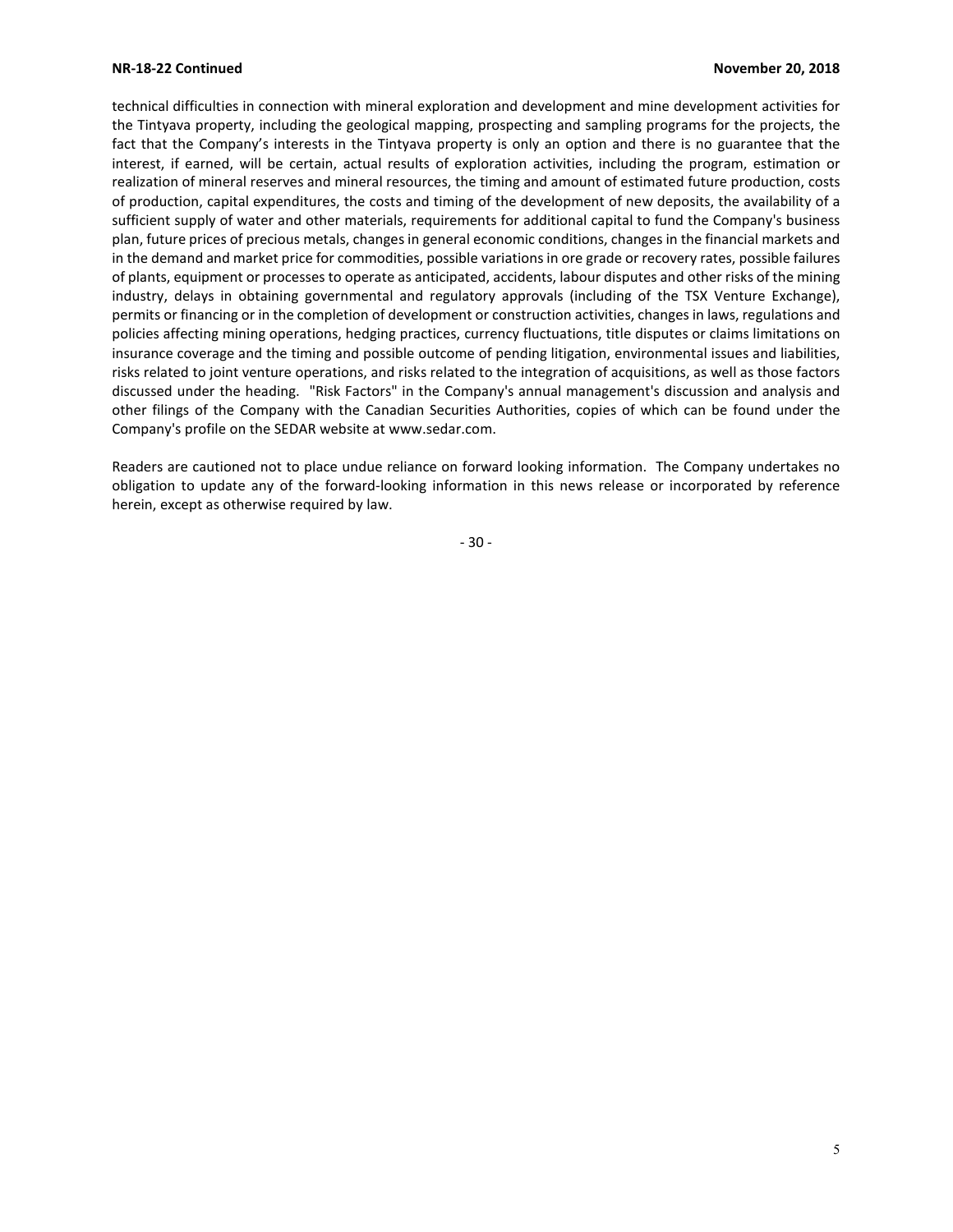technical difficulties in connection with mineral exploration and development and mine development activities for the Tintyava property, including the geological mapping, prospecting and sampling programs for the projects, the fact that the Company's interests in the Tintyava property is only an option and there is no guarantee that the interest, if earned, will be certain, actual results of exploration activities, including the program, estimation or realization of mineral reserves and mineral resources, the timing and amount of estimated future production, costs of production, capital expenditures, the costs and timing of the development of new deposits, the availability of a sufficient supply of water and other materials, requirements for additional capital to fund the Company's business plan, future prices of precious metals, changes in general economic conditions, changes in the financial markets and in the demand and market price for commodities, possible variations in ore grade or recovery rates, possible failures of plants, equipment or processes to operate as anticipated, accidents, labour disputes and other risks of the mining industry, delays in obtaining governmental and regulatory approvals (including of the TSX Venture Exchange), permits or financing or in the completion of development or construction activities, changes in laws, regulations and policies affecting mining operations, hedging practices, currency fluctuations, title disputes or claims limitations on insurance coverage and the timing and possible outcome of pending litigation, environmental issues and liabilities, risks related to joint venture operations, and risks related to the integration of acquisitions, as well as those factors discussed under the heading. "Risk Factors" in the Company's annual management's discussion and analysis and other filings of the Company with the Canadian Securities Authorities, copies of which can be found under the Company's profile on the SEDAR website at www.sedar.com.

Readers are cautioned not to place undue reliance on forward looking information. The Company undertakes no obligation to update any of the forward-looking information in this news release or incorporated by reference herein, except as otherwise required by law.

- 30 -